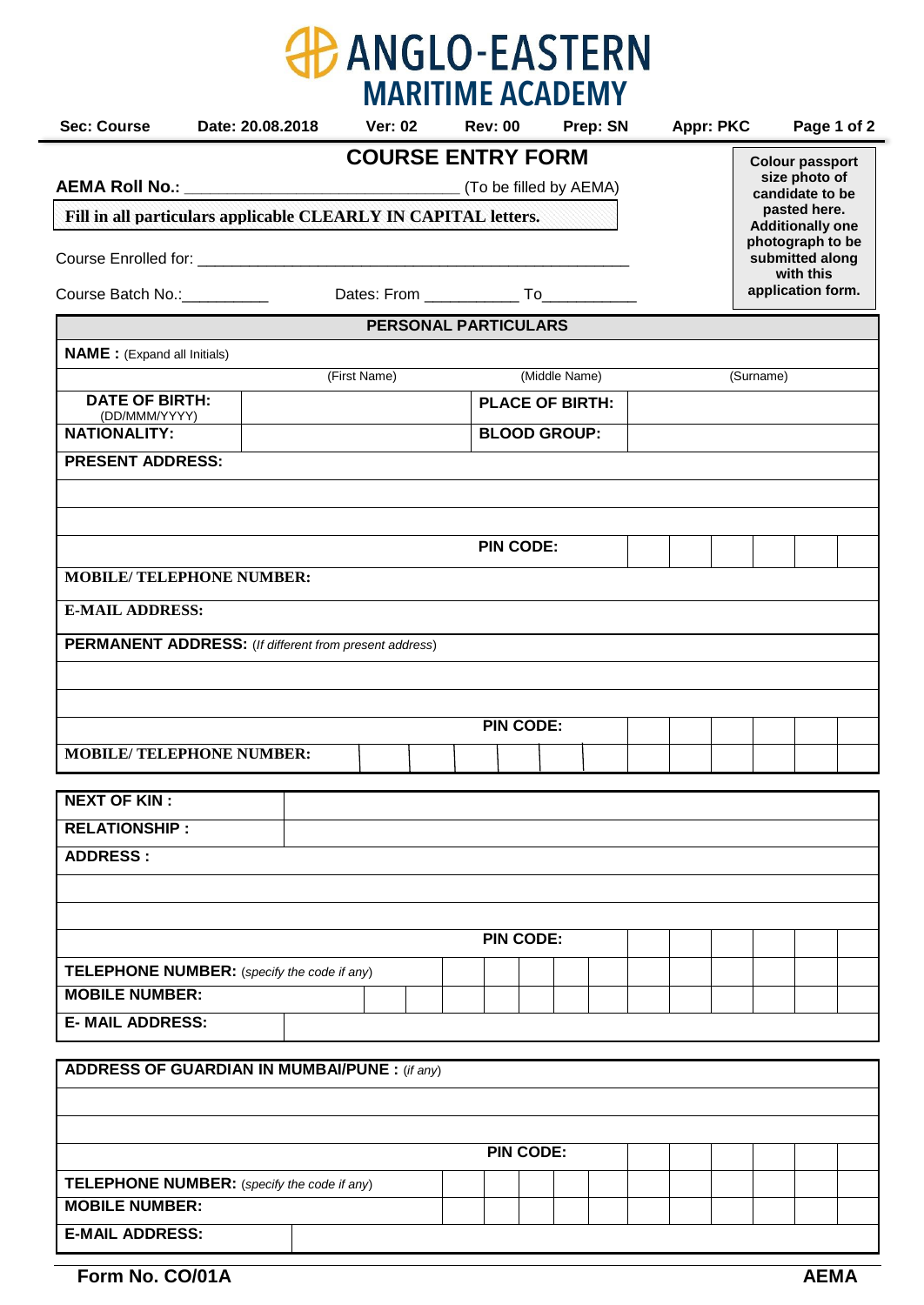# ANGLO-EASTERN MARITIME ACADEMY

| Sec: Course | Date: 20.08.2018 | Ver: 02 | Rev: 00 | Prep: SN | Appr: PKC |
|---|---|---|---|---|---|

## COURSE ENTRY FORM

**AEMA Roll No.:** ______________________________ (To be filled by AEMA)

**Fill in all particulars applicable CLEARLY IN CAPITAL letters.**

**Colour passport size photo of candidate to be pasted here. Additionally one photograph to be submitted along with this application form.**

Course Enrolled for: ________________________________________________

Course Batch No.:__________ Dates: From ___________ To___________

### PERSONAL PARTICULARS

| **NAME :** (Expand all Initials) | | | |
|---|---|---|---|
| | (First Name) | (Middle Name) | (Surname) |
| **DATE OF BIRTH:** (DD/MMM/YYYY) | | **PLACE OF BIRTH:** | |
| **NATIONALITY:** | | **BLOOD GROUP:** | |

| **PRESENT ADDRESS:** | |
|---|---|
| | |
| | |
| | **PIN CODE:** |
| **MOBILE/ TELEPHONE NUMBER:** | |
| **E-MAIL ADDRESS:** | |
| **PERMANENT ADDRESS:** (*If different from present address*) | |
| | |
| | |
| | **PIN CODE:** |
| **MOBILE/ TELEPHONE NUMBER:** | |

| **NEXT OF KIN :** | |
|---|---|
| **RELATIONSHIP :** | |
| **ADDRESS :** | |
| | |
| | |
| | **PIN CODE:** |
| **TELEPHONE NUMBER:** (*specify the code if any*) | |
| **MOBILE NUMBER:** | |
| **E- MAIL ADDRESS:** | |

| **ADDRESS OF GUARDIAN IN MUMBAI/PUNE :** (*if any*) | |
|---|---|
| | |
| | |
| | **PIN CODE:** |
| **TELEPHONE NUMBER:** (*specify the code if any*) | |
| **MOBILE NUMBER:** | |
| **E-MAIL ADDRESS:** | |

**Form No. CO/01A** **AEMA**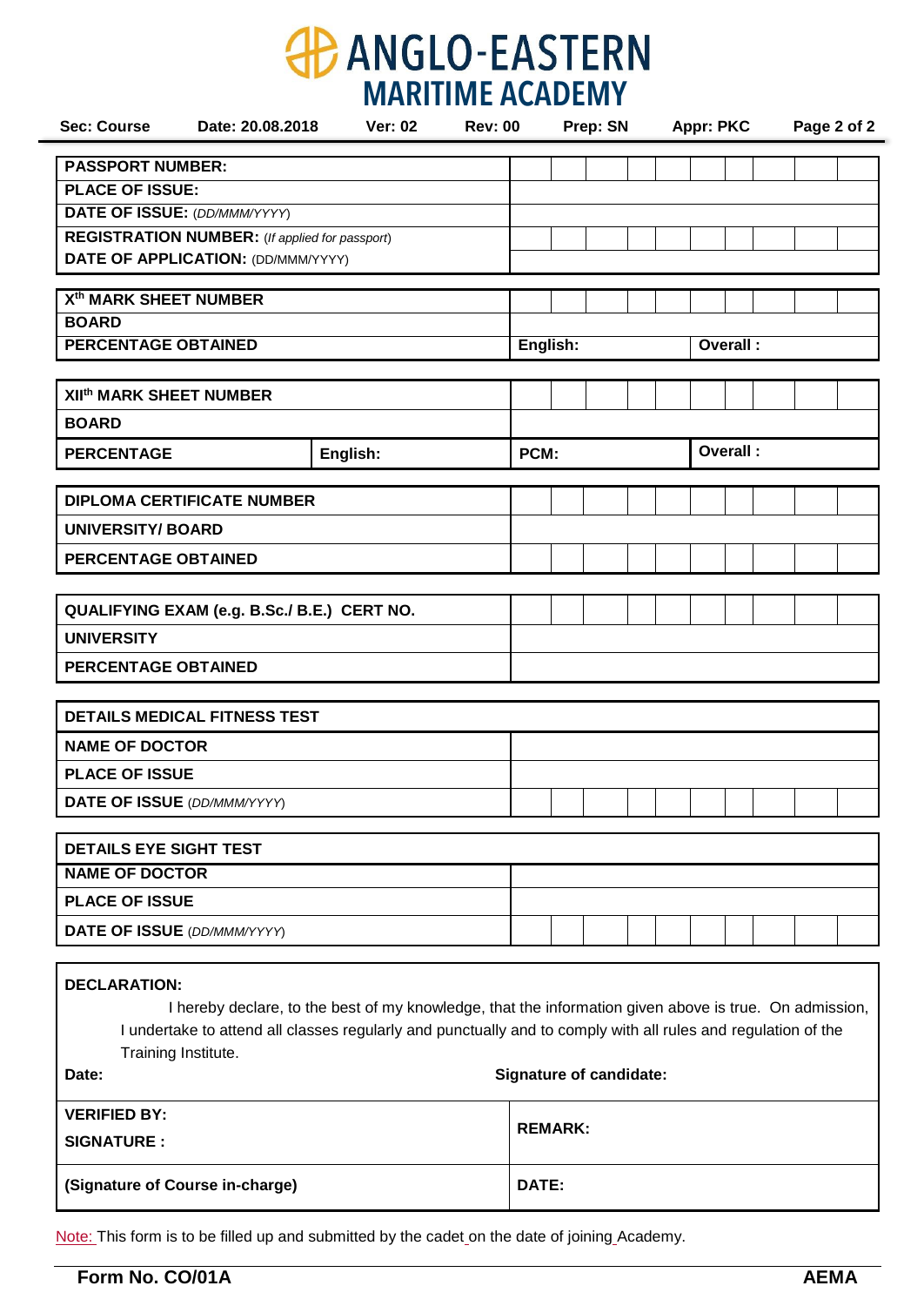# ANGLO-EASTERN MARITIME ACADEMY

| Sec: Course | Date: 20.08.2018 | Ver: 02 | Rev: 00 | Prep: SN | Appr: PKC |
|---|---|---|---|---|---|

| | |
|---|---|
| **PASSPORT NUMBER:** | |
| **PLACE OF ISSUE:** | |
| **DATE OF ISSUE:** *(DD/MMM/YYYY)* | |
| **REGISTRATION NUMBER:** *(If applied for passport)* | |
| **DATE OF APPLICATION:** (DD/MMM/YYYY) | |

| | | |
|---|---|---|
| **X[th] MARK SHEET NUMBER** | | |
| **BOARD** | | |
| **PERCENTAGE OBTAINED** | **English:** | **Overall :** |

| | | | |
|---|---|---|---|
| **XII[th] MARK SHEET NUMBER** | | | |
| **BOARD** | | | |
| **PERCENTAGE** | **English:** | **PCM:** | **Overall :** |

| | |
|---|---|
| **DIPLOMA CERTIFICATE NUMBER** | |
| **UNIVERSITY/ BOARD** | |
| **PERCENTAGE OBTAINED** | |

| | |
|---|---|
| **QUALIFYING EXAM (e.g. B.Sc./ B.E.) CERT NO.** | |
| **UNIVERSITY** | |
| **PERCENTAGE OBTAINED** | |

| **DETAILS MEDICAL FITNESS TEST** | |
|---|---|
| **NAME OF DOCTOR** | |
| **PLACE OF ISSUE** | |
| **DATE OF ISSUE** *(DD/MMM/YYYY)* | |

| **DETAILS EYE SIGHT TEST** | |
|---|---|
| **NAME OF DOCTOR** | |
| **PLACE OF ISSUE** | |
| **DATE OF ISSUE** *(DD/MMM/YYYY)* | |

**DECLARATION:**

I hereby declare, to the best of my knowledge, that the information given above is true. On admission, I undertake to attend all classes regularly and punctually and to comply with all rules and regulation of the Training Institute.

**Date:** **Signature of candidate:**

| | |
|---|---|
| **VERIFIED BY:** **SIGNATURE :** | **REMARK:** |
| **(Signature of Course in-charge)** | **DATE:** |

Note: This form is to be filled up and submitted by the cadet on the date of joining Academy.

**Form No. CO/01A** **AEMA**